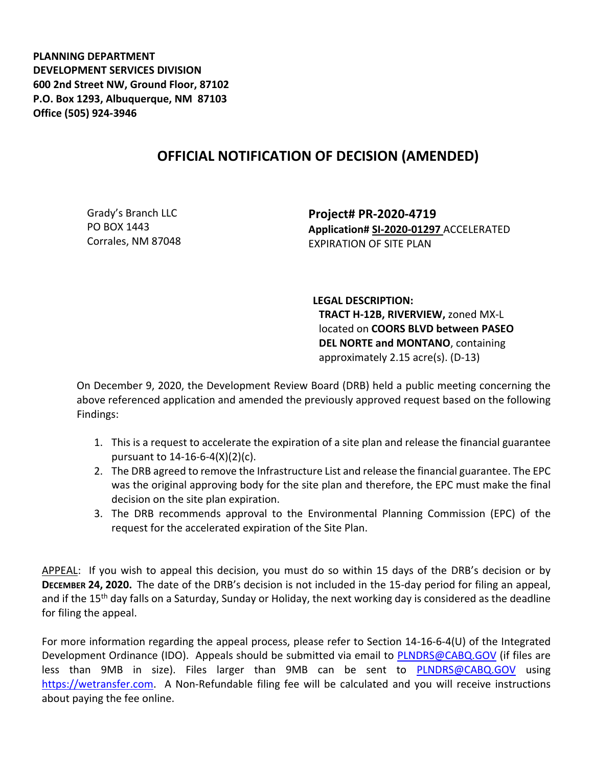**PLANNING DEPARTMENT**
**DEVELOPMENT SERVICES DIVISION**
**600 2nd Street NW, Ground Floor, 87102**
**P.O. Box 1293, Albuquerque, NM 87103**
**Office (505) 924-3946**

# OFFICIAL NOTIFICATION OF DECISION (AMENDED)

Grady's Branch LLC
PO BOX 1443
Corrales, NM 87048

**Project# PR-2020-4719**
**Application# SI-2020-01297** ACCELERATED EXPIRATION OF SITE PLAN

**LEGAL DESCRIPTION:**
**TRACT H-12B, RIVERVIEW,** zoned MX-L located on **COORS BLVD between PASEO DEL NORTE and MONTANO**, containing approximately 2.15 acre(s). (D-13)

On December 9, 2020, the Development Review Board (DRB) held a public meeting concerning the above referenced application and amended the previously approved request based on the following Findings:

1. This is a request to accelerate the expiration of a site plan and release the financial guarantee pursuant to 14-16-6-4(X)(2)(c).
2. The DRB agreed to remove the Infrastructure List and release the financial guarantee. The EPC was the original approving body for the site plan and therefore, the EPC must make the final decision on the site plan expiration.
3. The DRB recommends approval to the Environmental Planning Commission (EPC) of the request for the accelerated expiration of the Site Plan.

APPEAL: If you wish to appeal this decision, you must do so within 15 days of the DRB's decision or by **DECEMBER 24, 2020.** The date of the DRB's decision is not included in the 15-day period for filing an appeal, and if the 15th day falls on a Saturday, Sunday or Holiday, the next working day is considered as the deadline for filing the appeal.

For more information regarding the appeal process, please refer to Section 14-16-6-4(U) of the Integrated Development Ordinance (IDO). Appeals should be submitted via email to PLNDRS@CABQ.GOV (if files are less than 9MB in size). Files larger than 9MB can be sent to PLNDRS@CABQ.GOV using https://wetransfer.com. A Non-Refundable filing fee will be calculated and you will receive instructions about paying the fee online.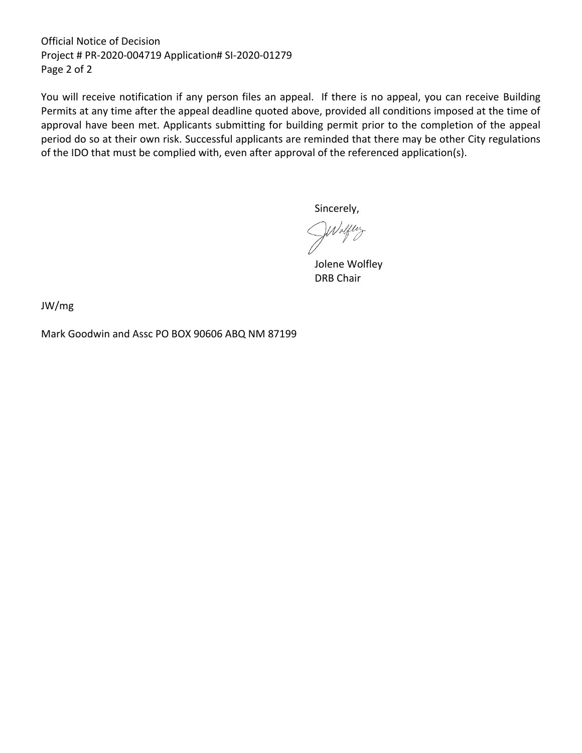You will receive notification if any person files an appeal. If there is no appeal, you can receive Building Permits at any time after the appeal deadline quoted above, provided all conditions imposed at the time of approval have been met. Applicants submitting for building permit prior to the completion of the appeal period do so at their own risk. Successful applicants are reminded that there may be other City regulations of the IDO that must be complied with, even after approval of the referenced application(s).

Sincerely,

Jolene Wolfley
DRB Chair

JW/mg

Mark Goodwin and Assc PO BOX 90606 ABQ NM 87199